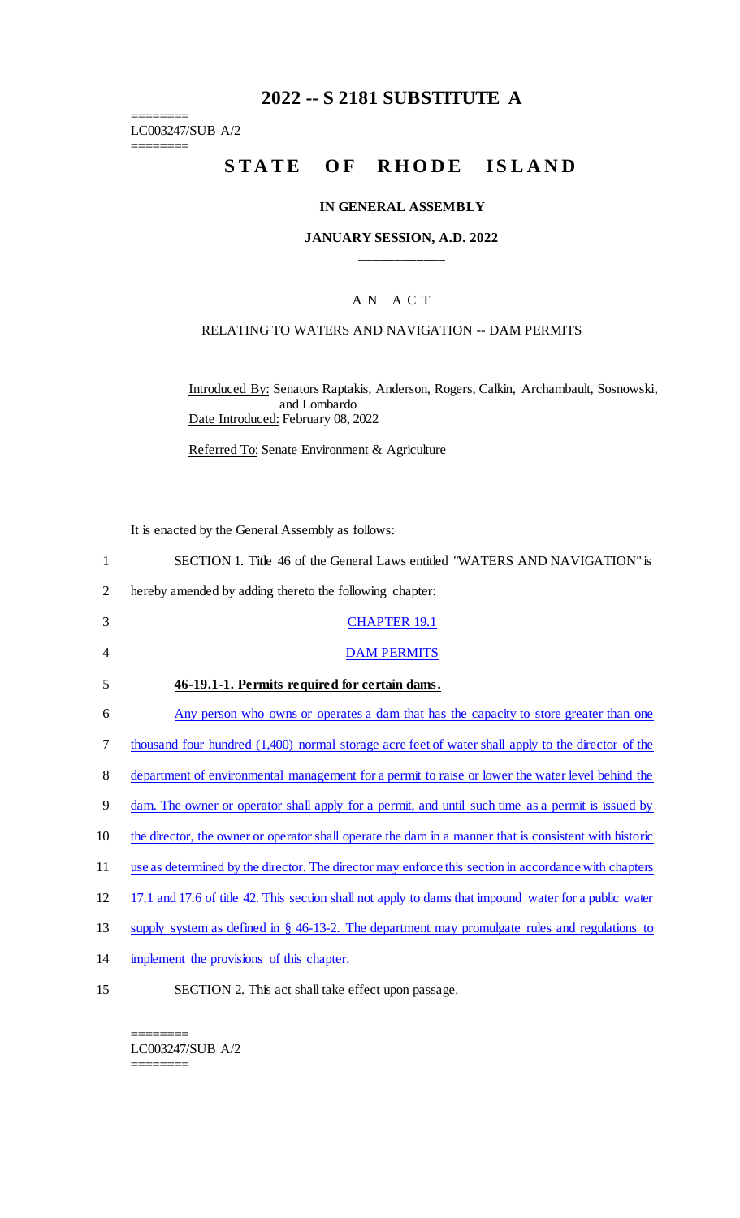# 2022 -- S 2181 SUBSTITUTE A

========
LC003247/SUB A/2
========

## STATE OF RHODE ISLAND

### IN GENERAL ASSEMBLY

### JANUARY SESSION, A.D. 2022

\_\_\_\_\_\_\_\_\_\_\_\_

A N A C T

RELATING TO WATERS AND NAVIGATION -- DAM PERMITS

Introduced By: Senators Raptakis, Anderson, Rogers, Calkin, Archambault, Sosnowski, and Lombardo

Date Introduced: February 08, 2022

Referred To: Senate Environment & Agriculture

It is enacted by the General Assembly as follows:

1 SECTION 1. Title 46 of the General Laws entitled "WATERS AND NAVIGATION" is
2 hereby amended by adding thereto the following chapter:

3 CHAPTER 19.1

4 DAM PERMITS

5 **46-19.1-1. Permits required for certain dams.**

6 Any person who owns or operates a dam that has the capacity to store greater than one
7 thousand four hundred (1,400) normal storage acre feet of water shall apply to the director of the
8 department of environmental management for a permit to raise or lower the water level behind the
9 dam. The owner or operator shall apply for a permit, and until such time as a permit is issued by
10 the director, the owner or operator shall operate the dam in a manner that is consistent with historic
11 use as determined by the director. The director may enforce this section in accordance with chapters
12 17.1 and 17.6 of title 42. This section shall not apply to dams that impound water for a public water
13 supply system as defined in § 46-13-2. The department may promulgate rules and regulations to
14 implement the provisions of this chapter.

15 SECTION 2. This act shall take effect upon passage.

========
LC003247/SUB A/2
========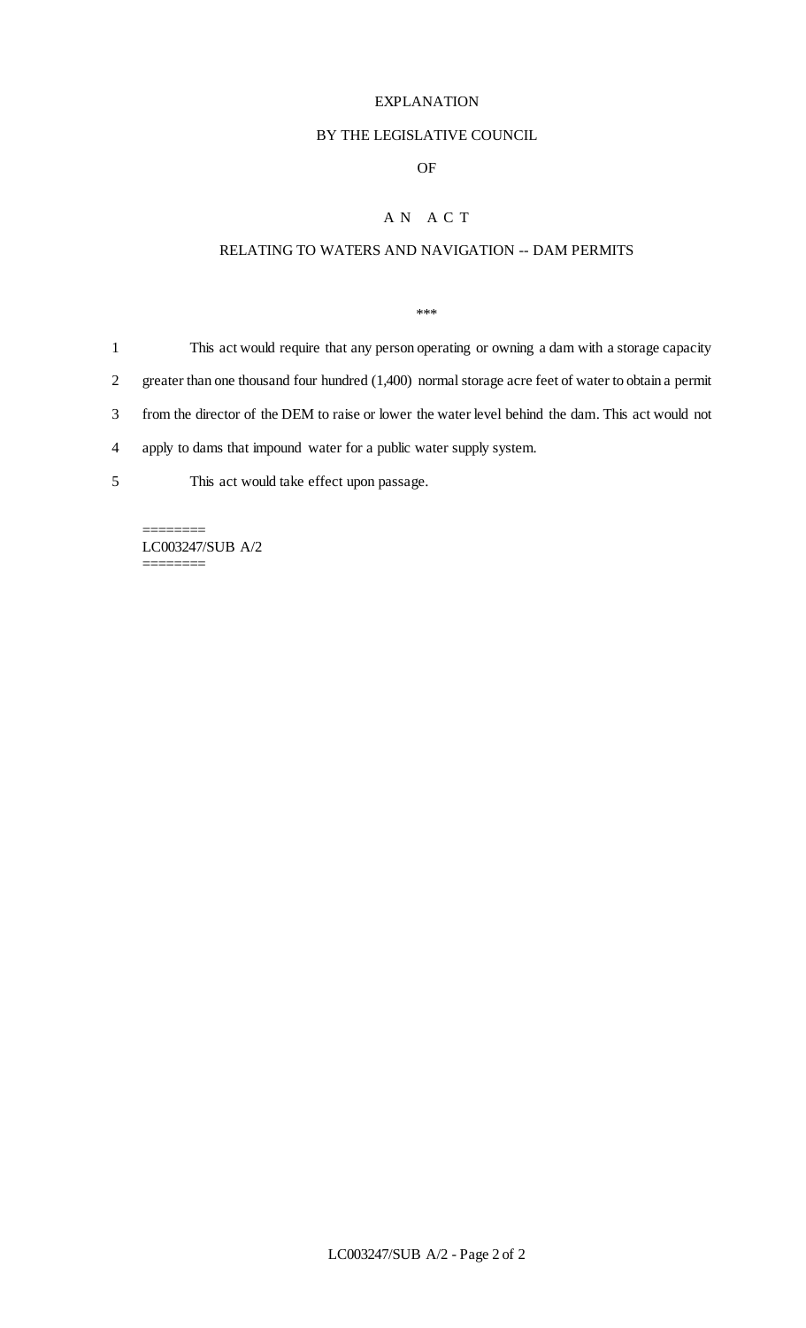EXPLANATION

BY THE LEGISLATIVE COUNCIL

OF

A N   A C T

RELATING TO WATERS AND NAVIGATION -- DAM PERMITS

\*\*\*

This act would require that any person operating or owning a dam with a storage capacity greater than one thousand four hundred (1,400) normal storage acre feet of water to obtain a permit from the director of the DEM to raise or lower the water level behind the dam. This act would not apply to dams that impound water for a public water supply system.

This act would take effect upon passage.

========
LC003247/SUB A/2
========